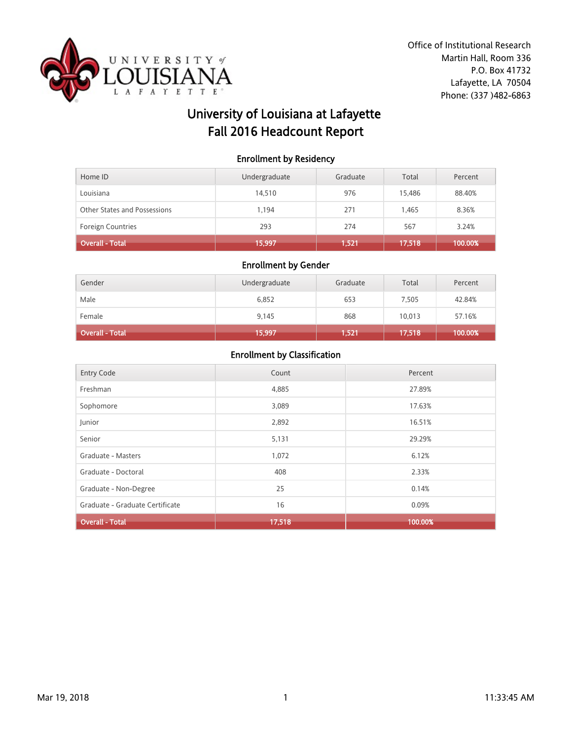Office of Institutional Research
Martin Hall, Room 336
P.O. Box 41732
Lafayette, LA 70504
Phone: (337 )482-6863

# University of Louisiana at Lafayette
# Fall 2016 Headcount Report

## Enrollment by Residency

| Home ID | Undergraduate | Graduate | Total | Percent |
|---|---|---|---|---|
| Louisiana | 14,510 | 976 | 15,486 | 88.40% |
| Other States and Possessions | 1,194 | 271 | 1,465 | 8.36% |
| Foreign Countries | 293 | 274 | 567 | 3.24% |
| **Overall - Total** | **15,997** | **1,521** | **17,518** | **100.00%** |

## Enrollment by Gender

| Gender | Undergraduate | Graduate | Total | Percent |
|---|---|---|---|---|
| Male | 6,852 | 653 | 7,505 | 42.84% |
| Female | 9,145 | 868 | 10,013 | 57.16% |
| **Overall - Total** | **15,997** | **1,521** | **17,518** | **100.00%** |

## Enrollment by Classification

| Entry Code | Count | Percent |
|---|---|---|
| Freshman | 4,885 | 27.89% |
| Sophomore | 3,089 | 17.63% |
| Junior | 2,892 | 16.51% |
| Senior | 5,131 | 29.29% |
| Graduate - Masters | 1,072 | 6.12% |
| Graduate - Doctoral | 408 | 2.33% |
| Graduate - Non-Degree | 25 | 0.14% |
| Graduate - Graduate Certificate | 16 | 0.09% |
| **Overall - Total** | **17,518** | **100.00%** |

Mar 19, 2018 11:33:45 AM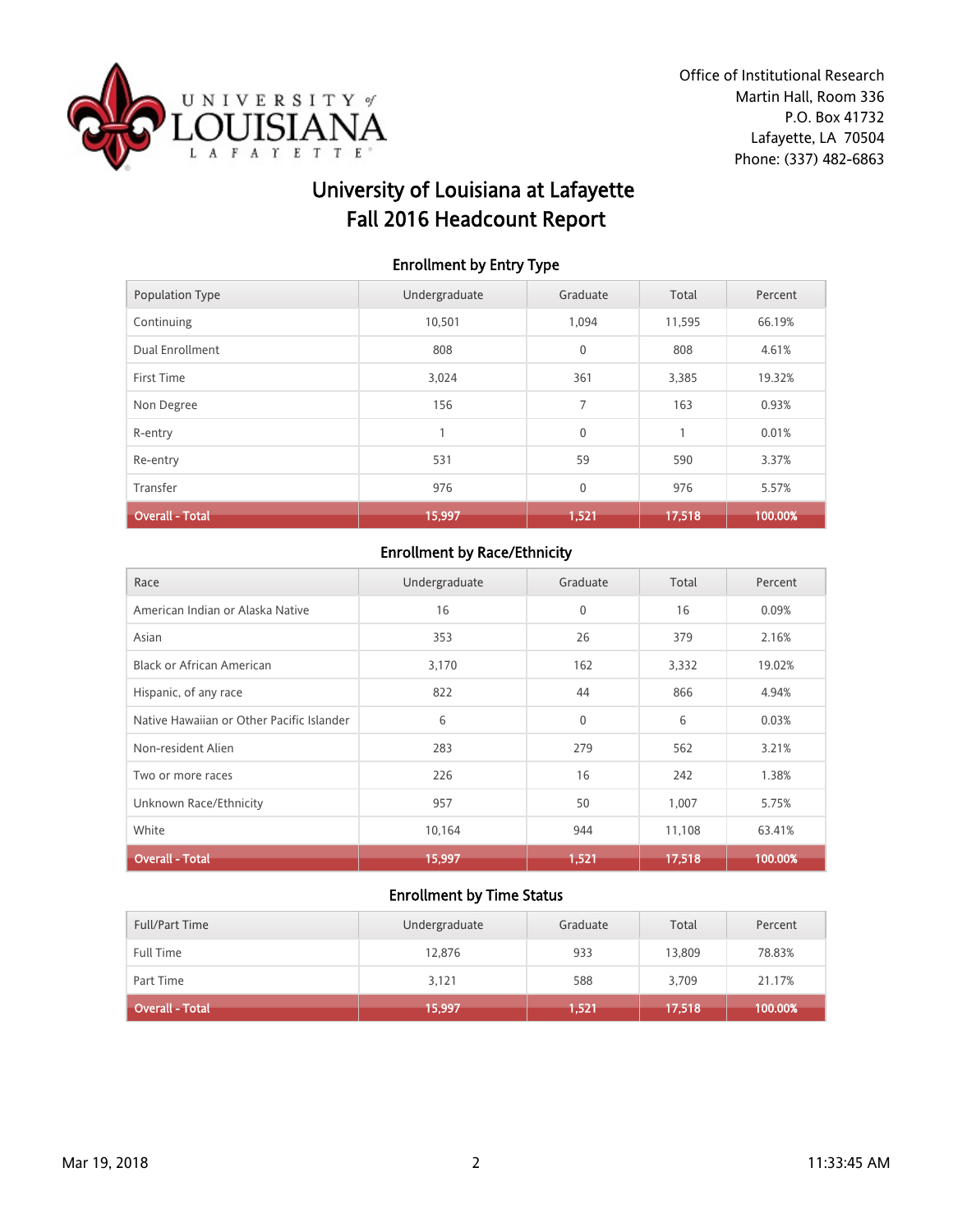Office of Institutional Research
Martin Hall, Room 336
P.O. Box 41732
Lafayette, LA 70504
Phone: (337) 482-6863

# University of Louisiana at Lafayette
# Fall 2016 Headcount Report

## Enrollment by Entry Type

| Population Type | Undergraduate | Graduate | Total | Percent |
|---|---|---|---|---|
| Continuing | 10,501 | 1,094 | 11,595 | 66.19% |
| Dual Enrollment | 808 | 0 | 808 | 4.61% |
| First Time | 3,024 | 361 | 3,385 | 19.32% |
| Non Degree | 156 | 7 | 163 | 0.93% |
| R-entry | 1 | 0 | 1 | 0.01% |
| Re-entry | 531 | 59 | 590 | 3.37% |
| Transfer | 976 | 0 | 976 | 5.57% |
| **Overall - Total** | **15,997** | **1,521** | **17,518** | **100.00%** |

## Enrollment by Race/Ethnicity

| Race | Undergraduate | Graduate | Total | Percent |
|---|---|---|---|---|
| American Indian or Alaska Native | 16 | 0 | 16 | 0.09% |
| Asian | 353 | 26 | 379 | 2.16% |
| Black or African American | 3,170 | 162 | 3,332 | 19.02% |
| Hispanic, of any race | 822 | 44 | 866 | 4.94% |
| Native Hawaiian or Other Pacific Islander | 6 | 0 | 6 | 0.03% |
| Non-resident Alien | 283 | 279 | 562 | 3.21% |
| Two or more races | 226 | 16 | 242 | 1.38% |
| Unknown Race/Ethnicity | 957 | 50 | 1,007 | 5.75% |
| White | 10,164 | 944 | 11,108 | 63.41% |
| **Overall - Total** | **15,997** | **1,521** | **17,518** | **100.00%** |

## Enrollment by Time Status

| Full/Part Time | Undergraduate | Graduate | Total | Percent |
|---|---|---|---|---|
| Full Time | 12,876 | 933 | 13,809 | 78.83% |
| Part Time | 3,121 | 588 | 3,709 | 21.17% |
| **Overall - Total** | **15,997** | **1,521** | **17,518** | **100.00%** |

Mar 19, 2018 11:33:45 AM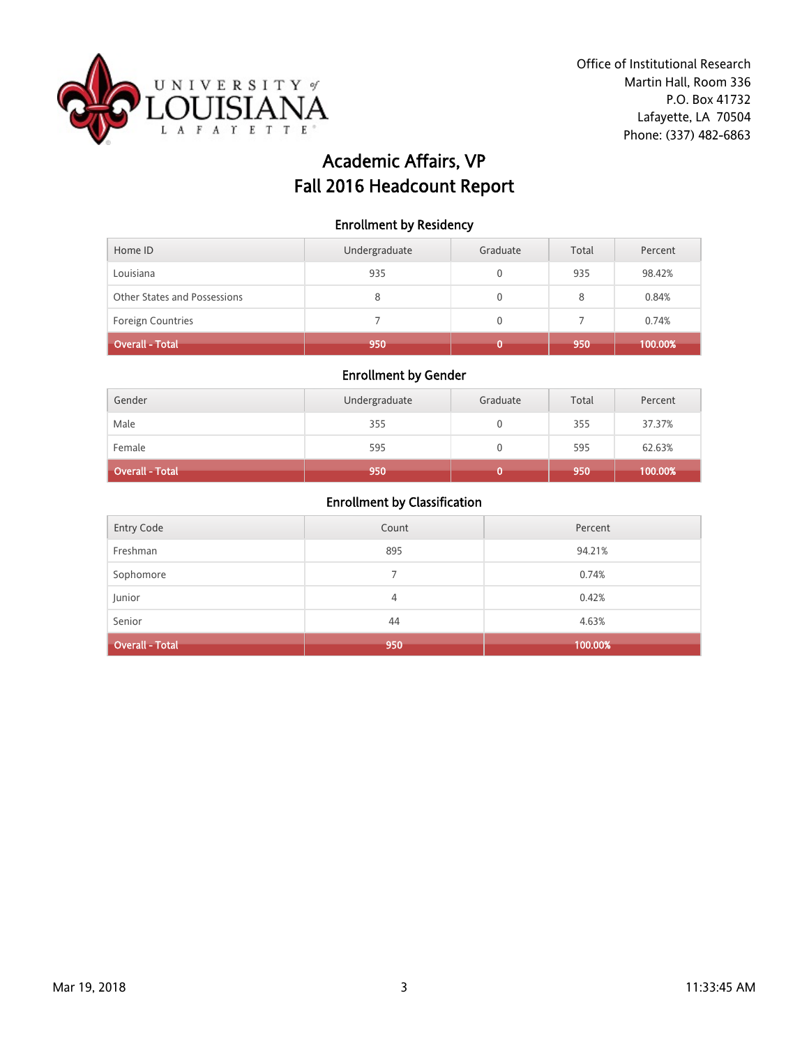Office of Institutional Research
Martin Hall, Room 336
P.O. Box 41732
Lafayette, LA 70504
Phone: (337) 482-6863

# Academic Affairs, VP
# Fall 2016 Headcount Report

### Enrollment by Residency

| Home ID | Undergraduate | Graduate | Total | Percent |
|---|---|---|---|---|
| Louisiana | 935 | 0 | 935 | 98.42% |
| Other States and Possessions | 8 | 0 | 8 | 0.84% |
| Foreign Countries | 7 | 0 | 7 | 0.74% |
| **Overall - Total** | **950** | **0** | **950** | **100.00%** |

### Enrollment by Gender

| Gender | Undergraduate | Graduate | Total | Percent |
|---|---|---|---|---|
| Male | 355 | 0 | 355 | 37.37% |
| Female | 595 | 0 | 595 | 62.63% |
| **Overall - Total** | **950** | **0** | **950** | **100.00%** |

### Enrollment by Classification

| Entry Code | Count | Percent |
|---|---|---|
| Freshman | 895 | 94.21% |
| Sophomore | 7 | 0.74% |
| Junior | 4 | 0.42% |
| Senior | 44 | 4.63% |
| **Overall - Total** | **950** | **100.00%** |

Mar 19, 2018 11:33:45 AM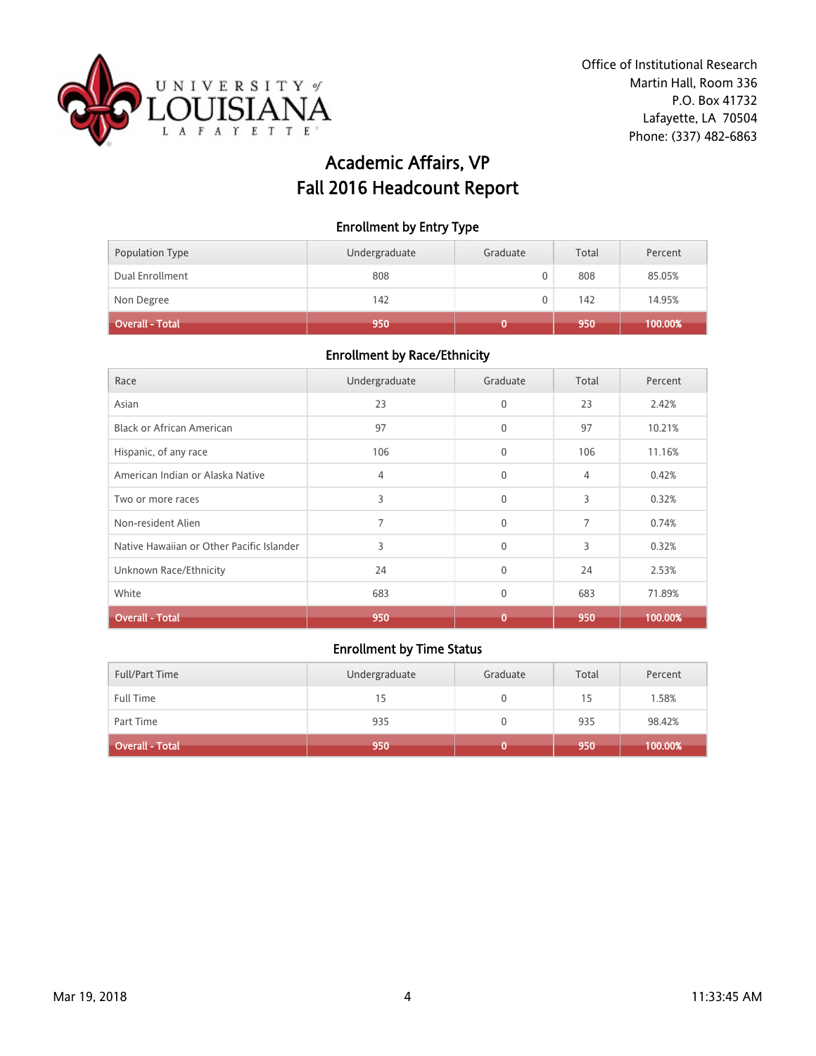Office of Institutional Research
Martin Hall, Room 336
P.O. Box 41732
Lafayette, LA 70504
Phone: (337) 482-6863

# Academic Affairs, VP
# Fall 2016 Headcount Report

## Enrollment by Entry Type

| Population Type | Undergraduate | Graduate | Total | Percent |
|---|---|---|---|---|
| Dual Enrollment | 808 | 0 | 808 | 85.05% |
| Non Degree | 142 | 0 | 142 | 14.95% |
| **Overall - Total** | **950** | **0** | **950** | **100.00%** |

## Enrollment by Race/Ethnicity

| Race | Undergraduate | Graduate | Total | Percent |
|---|---|---|---|---|
| Asian | 23 | 0 | 23 | 2.42% |
| Black or African American | 97 | 0 | 97 | 10.21% |
| Hispanic, of any race | 106 | 0 | 106 | 11.16% |
| American Indian or Alaska Native | 4 | 0 | 4 | 0.42% |
| Two or more races | 3 | 0 | 3 | 0.32% |
| Non-resident Alien | 7 | 0 | 7 | 0.74% |
| Native Hawaiian or Other Pacific Islander | 3 | 0 | 3 | 0.32% |
| Unknown Race/Ethnicity | 24 | 0 | 24 | 2.53% |
| White | 683 | 0 | 683 | 71.89% |
| **Overall - Total** | **950** | **0** | **950** | **100.00%** |

## Enrollment by Time Status

| Full/Part Time | Undergraduate | Graduate | Total | Percent |
|---|---|---|---|---|
| Full Time | 15 | 0 | 15 | 1.58% |
| Part Time | 935 | 0 | 935 | 98.42% |
| **Overall - Total** | **950** | **0** | **950** | **100.00%** |

Mar 19, 2018 11:33:45 AM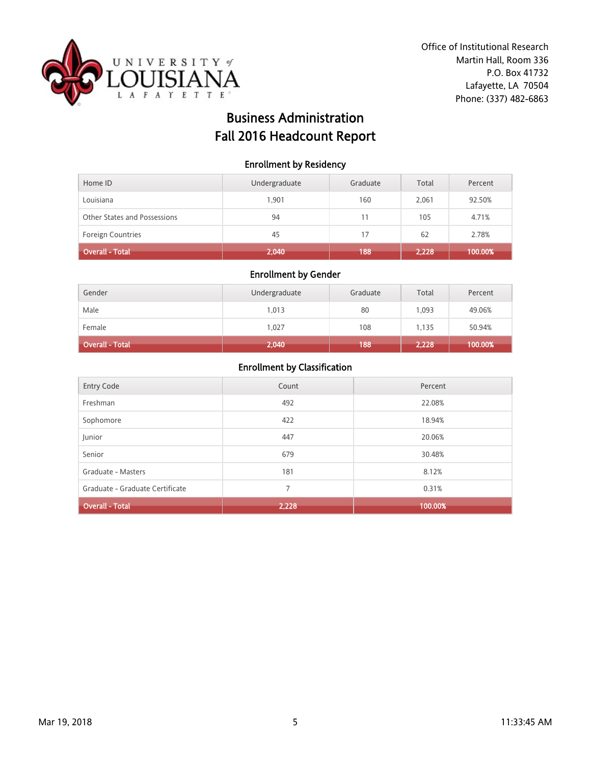Office of Institutional Research
Martin Hall, Room 336
P.O. Box 41732
Lafayette, LA 70504
Phone: (337) 482-6863

# Business Administration
# Fall 2016 Headcount Report

## Enrollment by Residency

| Home ID | Undergraduate | Graduate | Total | Percent |
|---|---|---|---|---|
| Louisiana | 1,901 | 160 | 2,061 | 92.50% |
| Other States and Possessions | 94 | 11 | 105 | 4.71% |
| Foreign Countries | 45 | 17 | 62 | 2.78% |
| **Overall - Total** | **2,040** | **188** | **2,228** | **100.00%** |

## Enrollment by Gender

| Gender | Undergraduate | Graduate | Total | Percent |
|---|---|---|---|---|
| Male | 1,013 | 80 | 1,093 | 49.06% |
| Female | 1,027 | 108 | 1,135 | 50.94% |
| **Overall - Total** | **2,040** | **188** | **2,228** | **100.00%** |

## Enrollment by Classification

| Entry Code | Count | Percent |
|---|---|---|
| Freshman | 492 | 22.08% |
| Sophomore | 422 | 18.94% |
| Junior | 447 | 20.06% |
| Senior | 679 | 30.48% |
| Graduate - Masters | 181 | 8.12% |
| Graduate - Graduate Certificate | 7 | 0.31% |
| **Overall - Total** | **2,228** | **100.00%** |

Mar 19, 2018 11:33:45 AM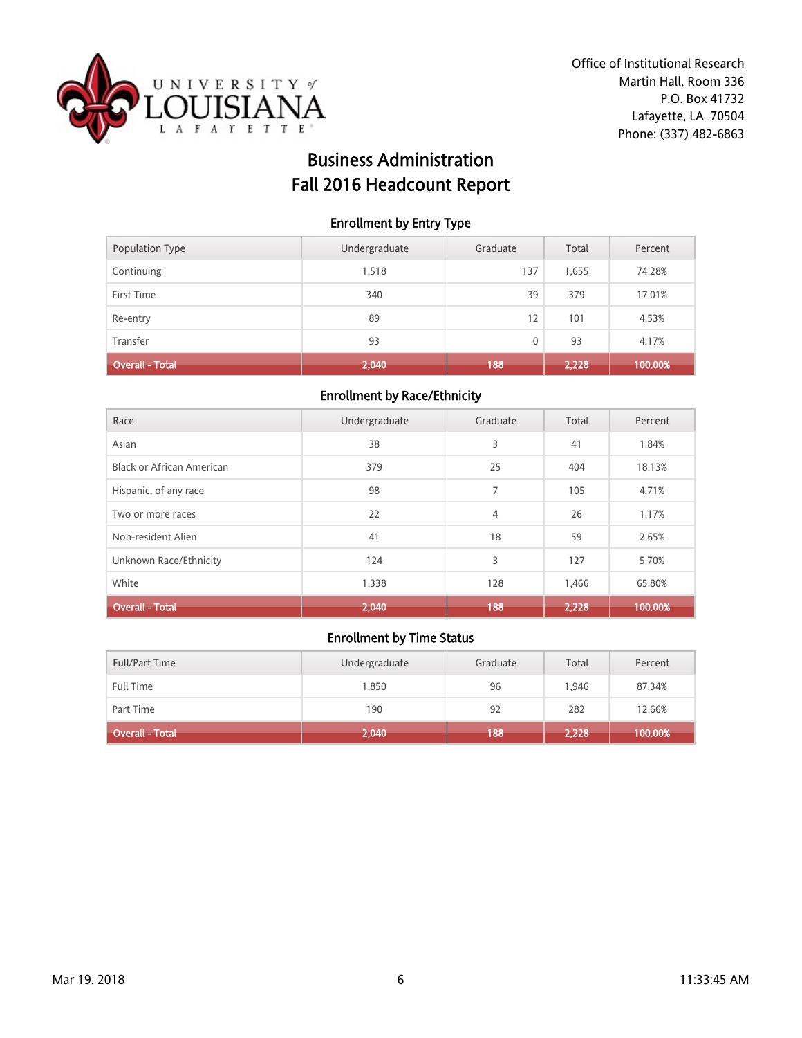Office of Institutional Research
Martin Hall, Room 336
P.O. Box 41732
Lafayette, LA 70504
Phone: (337) 482-6863

# Business Administration
# Fall 2016 Headcount Report

## Enrollment by Entry Type

| Population Type | Undergraduate | Graduate | Total | Percent |
|---|---|---|---|---|
| Continuing | 1,518 | 137 | 1,655 | 74.28% |
| First Time | 340 | 39 | 379 | 17.01% |
| Re-entry | 89 | 12 | 101 | 4.53% |
| Transfer | 93 | 0 | 93 | 4.17% |
| **Overall - Total** | **2,040** | **188** | **2,228** | **100.00%** |

## Enrollment by Race/Ethnicity

| Race | Undergraduate | Graduate | Total | Percent |
|---|---|---|---|---|
| Asian | 38 | 3 | 41 | 1.84% |
| Black or African American | 379 | 25 | 404 | 18.13% |
| Hispanic, of any race | 98 | 7 | 105 | 4.71% |
| Two or more races | 22 | 4 | 26 | 1.17% |
| Non-resident Alien | 41 | 18 | 59 | 2.65% |
| Unknown Race/Ethnicity | 124 | 3 | 127 | 5.70% |
| White | 1,338 | 128 | 1,466 | 65.80% |
| **Overall - Total** | **2,040** | **188** | **2,228** | **100.00%** |

## Enrollment by Time Status

| Full/Part Time | Undergraduate | Graduate | Total | Percent |
|---|---|---|---|---|
| Full Time | 1,850 | 96 | 1,946 | 87.34% |
| Part Time | 190 | 92 | 282 | 12.66% |
| **Overall - Total** | **2,040** | **188** | **2,228** | **100.00%** |

Mar 19, 2018 11:33:45 AM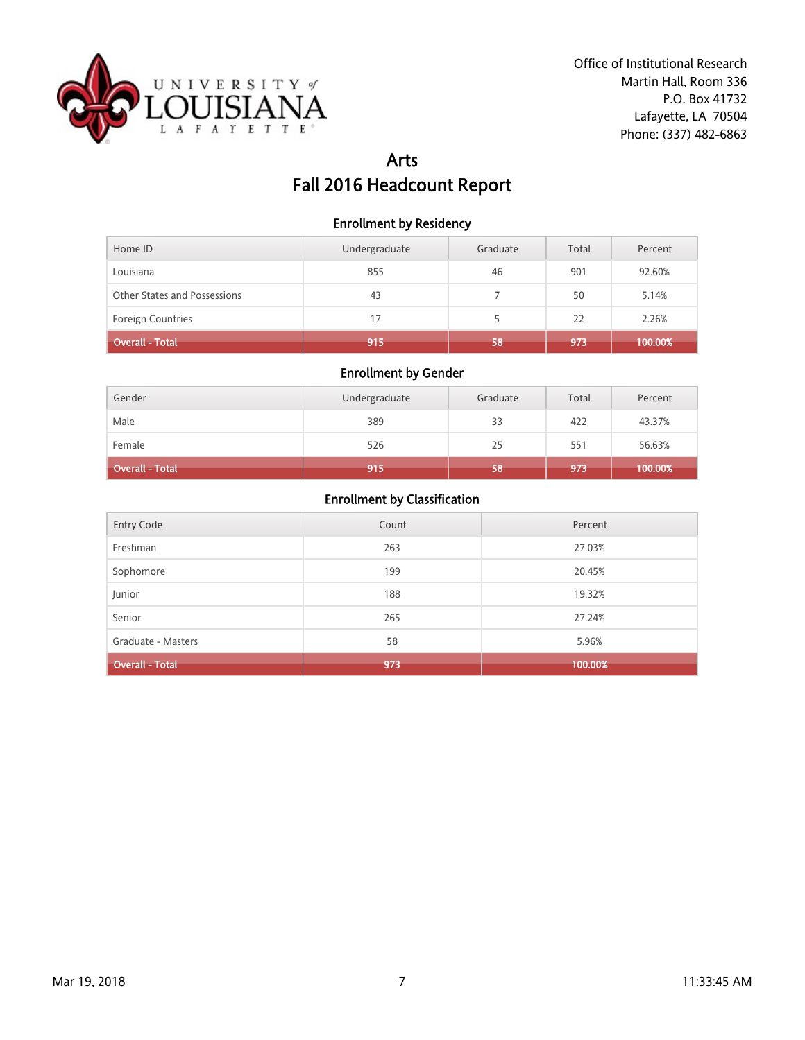Office of Institutional Research
Martin Hall, Room 336
P.O. Box 41732
Lafayette, LA 70504
Phone: (337) 482-6863

# Arts
# Fall 2016 Headcount Report

### Enrollment by Residency

| Home ID | Undergraduate | Graduate | Total | Percent |
|---|---|---|---|---|
| Louisiana | 855 | 46 | 901 | 92.60% |
| Other States and Possessions | 43 | 7 | 50 | 5.14% |
| Foreign Countries | 17 | 5 | 22 | 2.26% |
| **Overall - Total** | **915** | **58** | **973** | **100.00%** |

### Enrollment by Gender

| Gender | Undergraduate | Graduate | Total | Percent |
|---|---|---|---|---|
| Male | 389 | 33 | 422 | 43.37% |
| Female | 526 | 25 | 551 | 56.63% |
| **Overall - Total** | **915** | **58** | **973** | **100.00%** |

### Enrollment by Classification

| Entry Code | Count | Percent |
|---|---|---|
| Freshman | 263 | 27.03% |
| Sophomore | 199 | 20.45% |
| Junior | 188 | 19.32% |
| Senior | 265 | 27.24% |
| Graduate - Masters | 58 | 5.96% |
| **Overall - Total** | **973** | **100.00%** |

Mar 19, 2018 11:33:45 AM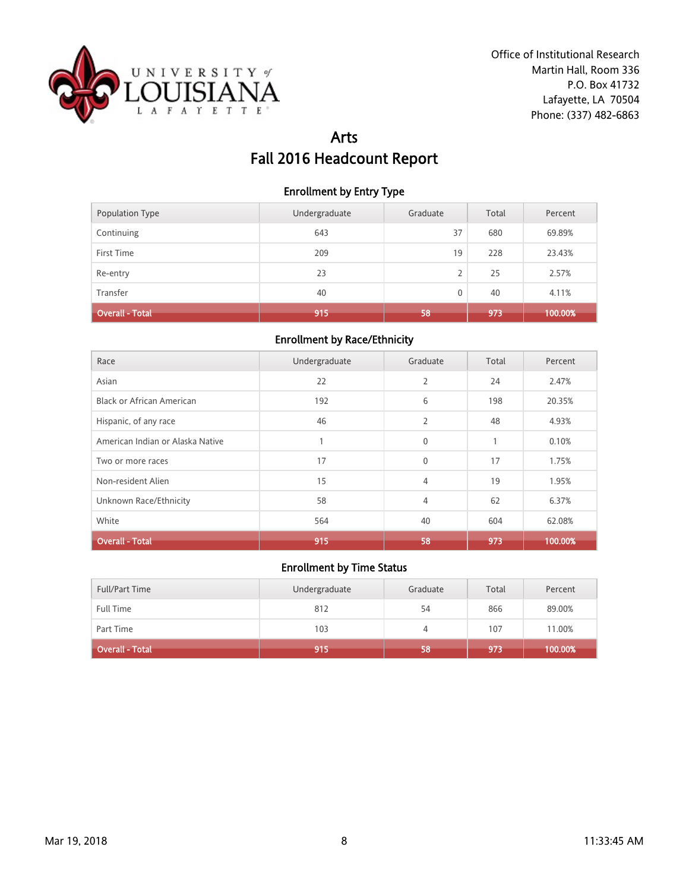Office of Institutional Research
Martin Hall, Room 336
P.O. Box 41732
Lafayette, LA 70504
Phone: (337) 482-6863

# Arts
# Fall 2016 Headcount Report

### Enrollment by Entry Type

| Population Type | Undergraduate | Graduate | Total | Percent |
|---|---|---|---|---|
| Continuing | 643 | 37 | 680 | 69.89% |
| First Time | 209 | 19 | 228 | 23.43% |
| Re-entry | 23 | 2 | 25 | 2.57% |
| Transfer | 40 | 0 | 40 | 4.11% |
| **Overall - Total** | **915** | **58** | **973** | **100.00%** |

### Enrollment by Race/Ethnicity

| Race | Undergraduate | Graduate | Total | Percent |
|---|---|---|---|---|
| Asian | 22 | 2 | 24 | 2.47% |
| Black or African American | 192 | 6 | 198 | 20.35% |
| Hispanic, of any race | 46 | 2 | 48 | 4.93% |
| American Indian or Alaska Native | 1 | 0 | 1 | 0.10% |
| Two or more races | 17 | 0 | 17 | 1.75% |
| Non-resident Alien | 15 | 4 | 19 | 1.95% |
| Unknown Race/Ethnicity | 58 | 4 | 62 | 6.37% |
| White | 564 | 40 | 604 | 62.08% |
| **Overall - Total** | **915** | **58** | **973** | **100.00%** |

### Enrollment by Time Status

| Full/Part Time | Undergraduate | Graduate | Total | Percent |
|---|---|---|---|---|
| Full Time | 812 | 54 | 866 | 89.00% |
| Part Time | 103 | 4 | 107 | 11.00% |
| **Overall - Total** | **915** | **58** | **973** | **100.00%** |

Mar 19, 2018 11:33:45 AM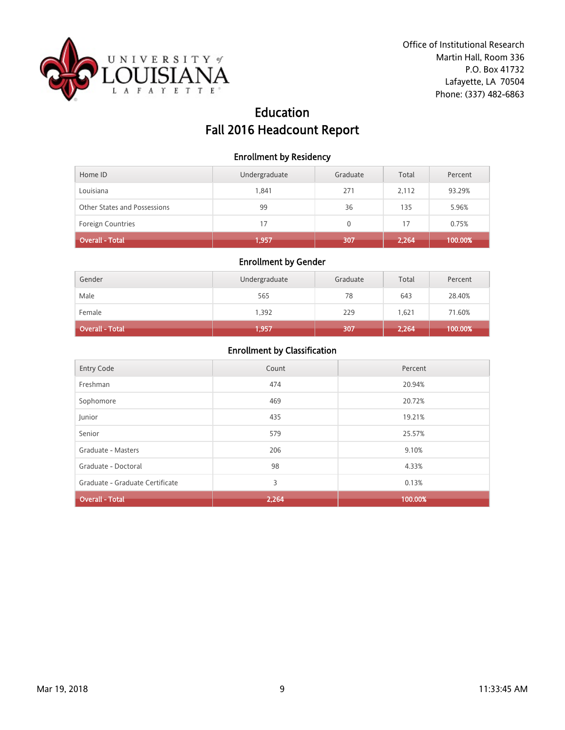Office of Institutional Research
Martin Hall, Room 336
P.O. Box 41732
Lafayette, LA 70504
Phone: (337) 482-6863

# Education
# Fall 2016 Headcount Report

### Enrollment by Residency

| Home ID | Undergraduate | Graduate | Total | Percent |
|---|---|---|---|---|
| Louisiana | 1,841 | 271 | 2,112 | 93.29% |
| Other States and Possessions | 99 | 36 | 135 | 5.96% |
| Foreign Countries | 17 | 0 | 17 | 0.75% |
| **Overall - Total** | **1,957** | **307** | **2,264** | **100.00%** |

### Enrollment by Gender

| Gender | Undergraduate | Graduate | Total | Percent |
|---|---|---|---|---|
| Male | 565 | 78 | 643 | 28.40% |
| Female | 1,392 | 229 | 1,621 | 71.60% |
| **Overall - Total** | **1,957** | **307** | **2,264** | **100.00%** |

### Enrollment by Classification

| Entry Code | Count | Percent |
|---|---|---|
| Freshman | 474 | 20.94% |
| Sophomore | 469 | 20.72% |
| Junior | 435 | 19.21% |
| Senior | 579 | 25.57% |
| Graduate - Masters | 206 | 9.10% |
| Graduate - Doctoral | 98 | 4.33% |
| Graduate - Graduate Certificate | 3 | 0.13% |
| **Overall - Total** | **2,264** | **100.00%** |

Mar 19, 2018 11:33:45 AM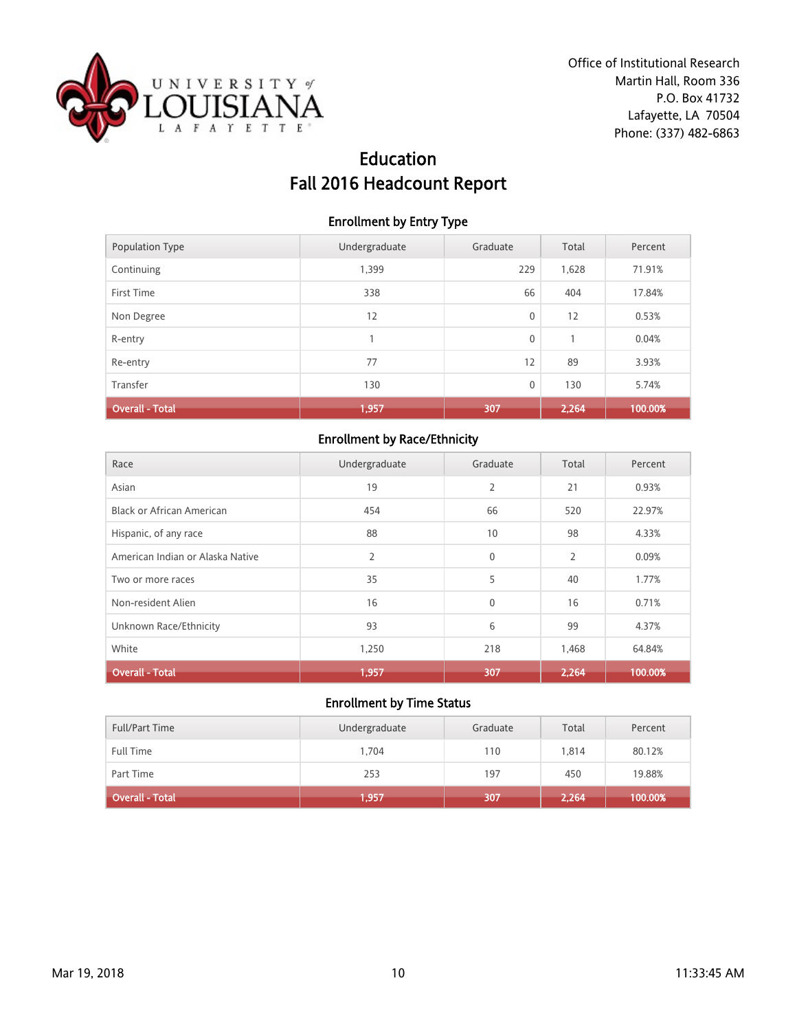Office of Institutional Research
Martin Hall, Room 336
P.O. Box 41732
Lafayette, LA 70504
Phone: (337) 482-6863

# Education
# Fall 2016 Headcount Report

### Enrollment by Entry Type

| Population Type | Undergraduate | Graduate | Total | Percent |
|---|---|---|---|---|
| Continuing | 1,399 | 229 | 1,628 | 71.91% |
| First Time | 338 | 66 | 404 | 17.84% |
| Non Degree | 12 | 0 | 12 | 0.53% |
| R-entry | 1 | 0 | 1 | 0.04% |
| Re-entry | 77 | 12 | 89 | 3.93% |
| Transfer | 130 | 0 | 130 | 5.74% |
| **Overall - Total** | **1,957** | **307** | **2,264** | **100.00%** |

### Enrollment by Race/Ethnicity

| Race | Undergraduate | Graduate | Total | Percent |
|---|---|---|---|---|
| Asian | 19 | 2 | 21 | 0.93% |
| Black or African American | 454 | 66 | 520 | 22.97% |
| Hispanic, of any race | 88 | 10 | 98 | 4.33% |
| American Indian or Alaska Native | 2 | 0 | 2 | 0.09% |
| Two or more races | 35 | 5 | 40 | 1.77% |
| Non-resident Alien | 16 | 0 | 16 | 0.71% |
| Unknown Race/Ethnicity | 93 | 6 | 99 | 4.37% |
| White | 1,250 | 218 | 1,468 | 64.84% |
| **Overall - Total** | **1,957** | **307** | **2,264** | **100.00%** |

### Enrollment by Time Status

| Full/Part Time | Undergraduate | Graduate | Total | Percent |
|---|---|---|---|---|
| Full Time | 1,704 | 110 | 1,814 | 80.12% |
| Part Time | 253 | 197 | 450 | 19.88% |
| **Overall - Total** | **1,957** | **307** | **2,264** | **100.00%** |

Mar 19, 2018 11:33:45 AM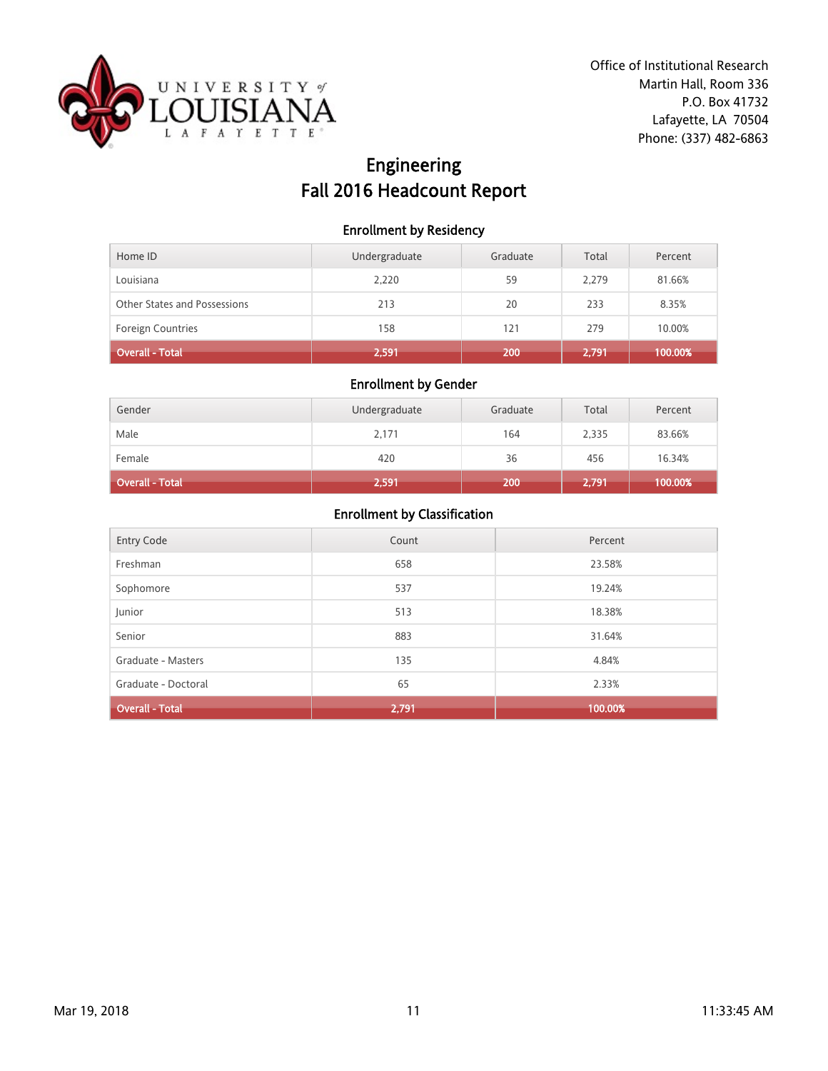Office of Institutional Research
Martin Hall, Room 336
P.O. Box 41732
Lafayette, LA 70504
Phone: (337) 482-6863

# Engineering
# Fall 2016 Headcount Report

## Enrollment by Residency

| Home ID | Undergraduate | Graduate | Total | Percent |
|---|---|---|---|---|
| Louisiana | 2,220 | 59 | 2,279 | 81.66% |
| Other States and Possessions | 213 | 20 | 233 | 8.35% |
| Foreign Countries | 158 | 121 | 279 | 10.00% |
| **Overall - Total** | **2,591** | **200** | **2,791** | **100.00%** |

## Enrollment by Gender

| Gender | Undergraduate | Graduate | Total | Percent |
|---|---|---|---|---|
| Male | 2,171 | 164 | 2,335 | 83.66% |
| Female | 420 | 36 | 456 | 16.34% |
| **Overall - Total** | **2,591** | **200** | **2,791** | **100.00%** |

## Enrollment by Classification

| Entry Code | Count | Percent |
|---|---|---|
| Freshman | 658 | 23.58% |
| Sophomore | 537 | 19.24% |
| Junior | 513 | 18.38% |
| Senior | 883 | 31.64% |
| Graduate - Masters | 135 | 4.84% |
| Graduate - Doctoral | 65 | 2.33% |
| **Overall - Total** | **2,791** | **100.00%** |

Mar 19, 2018 11:33:45 AM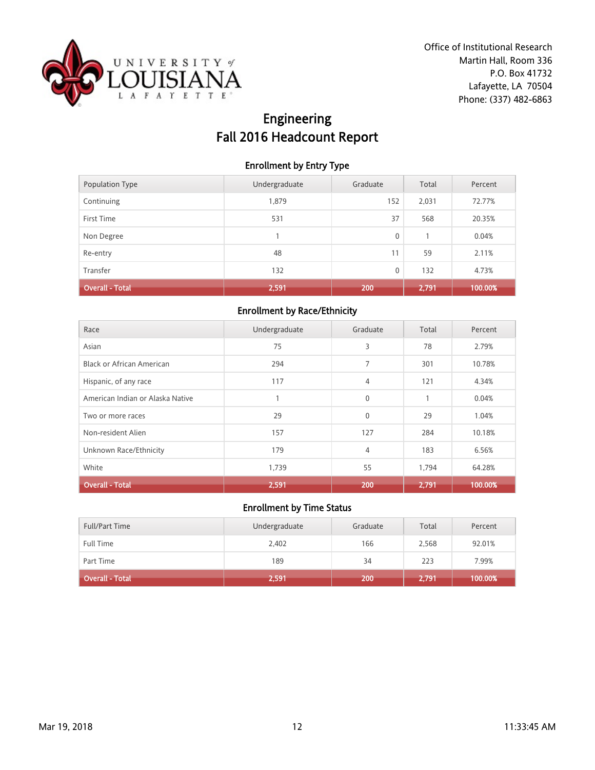Office of Institutional Research
Martin Hall, Room 336
P.O. Box 41732
Lafayette, LA 70504
Phone: (337) 482-6863

# Engineering
# Fall 2016 Headcount Report

## Enrollment by Entry Type

| Population Type | Undergraduate | Graduate | Total | Percent |
|---|---|---|---|---|
| Continuing | 1,879 | 152 | 2,031 | 72.77% |
| First Time | 531 | 37 | 568 | 20.35% |
| Non Degree | 1 | 0 | 1 | 0.04% |
| Re-entry | 48 | 11 | 59 | 2.11% |
| Transfer | 132 | 0 | 132 | 4.73% |
| **Overall - Total** | **2,591** | **200** | **2,791** | **100.00%** |

## Enrollment by Race/Ethnicity

| Race | Undergraduate | Graduate | Total | Percent |
|---|---|---|---|---|
| Asian | 75 | 3 | 78 | 2.79% |
| Black or African American | 294 | 7 | 301 | 10.78% |
| Hispanic, of any race | 117 | 4 | 121 | 4.34% |
| American Indian or Alaska Native | 1 | 0 | 1 | 0.04% |
| Two or more races | 29 | 0 | 29 | 1.04% |
| Non-resident Alien | 157 | 127 | 284 | 10.18% |
| Unknown Race/Ethnicity | 179 | 4 | 183 | 6.56% |
| White | 1,739 | 55 | 1,794 | 64.28% |
| **Overall - Total** | **2,591** | **200** | **2,791** | **100.00%** |

## Enrollment by Time Status

| Full/Part Time | Undergraduate | Graduate | Total | Percent |
|---|---|---|---|---|
| Full Time | 2,402 | 166 | 2,568 | 92.01% |
| Part Time | 189 | 34 | 223 | 7.99% |
| **Overall - Total** | **2,591** | **200** | **2,791** | **100.00%** |

Mar 19, 2018 11:33:45 AM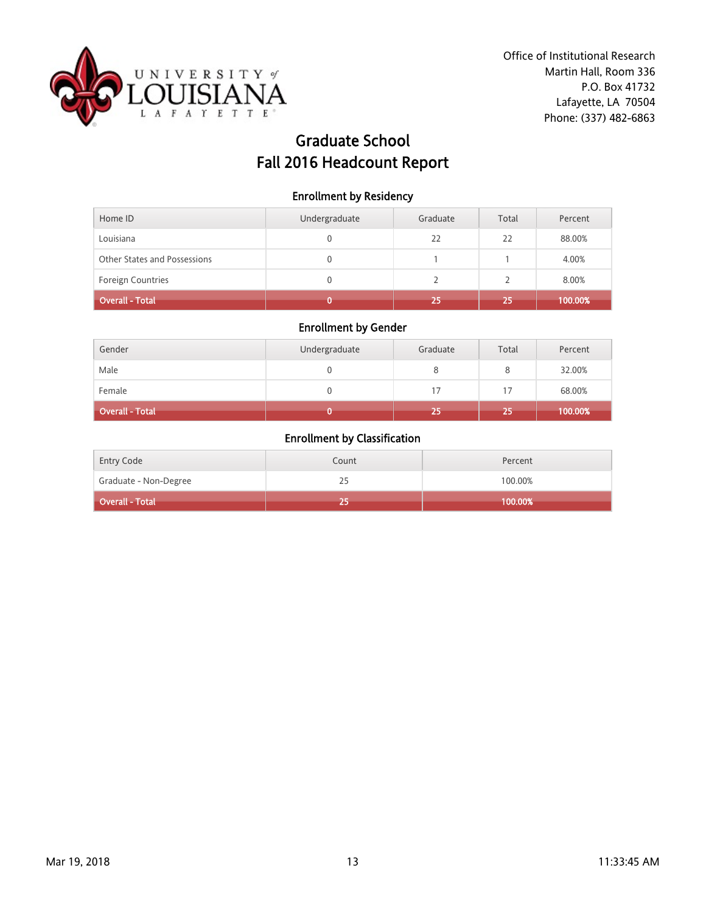Office of Institutional Research
Martin Hall, Room 336
P.O. Box 41732
Lafayette, LA 70504
Phone: (337) 482-6863

# Graduate School
# Fall 2016 Headcount Report

### Enrollment by Residency

| Home ID | Undergraduate | Graduate | Total | Percent |
|---|---|---|---|---|
| Louisiana | 0 | 22 | 22 | 88.00% |
| Other States and Possessions | 0 | 1 | 1 | 4.00% |
| Foreign Countries | 0 | 2 | 2 | 8.00% |
| **Overall - Total** | **0** | **25** | **25** | **100.00%** |

### Enrollment by Gender

| Gender | Undergraduate | Graduate | Total | Percent |
|---|---|---|---|---|
| Male | 0 | 8 | 8 | 32.00% |
| Female | 0 | 17 | 17 | 68.00% |
| **Overall - Total** | **0** | **25** | **25** | **100.00%** |

### Enrollment by Classification

| Entry Code | Count | Percent |
|---|---|---|
| Graduate - Non-Degree | 25 | 100.00% |
| **Overall - Total** | **25** | **100.00%** |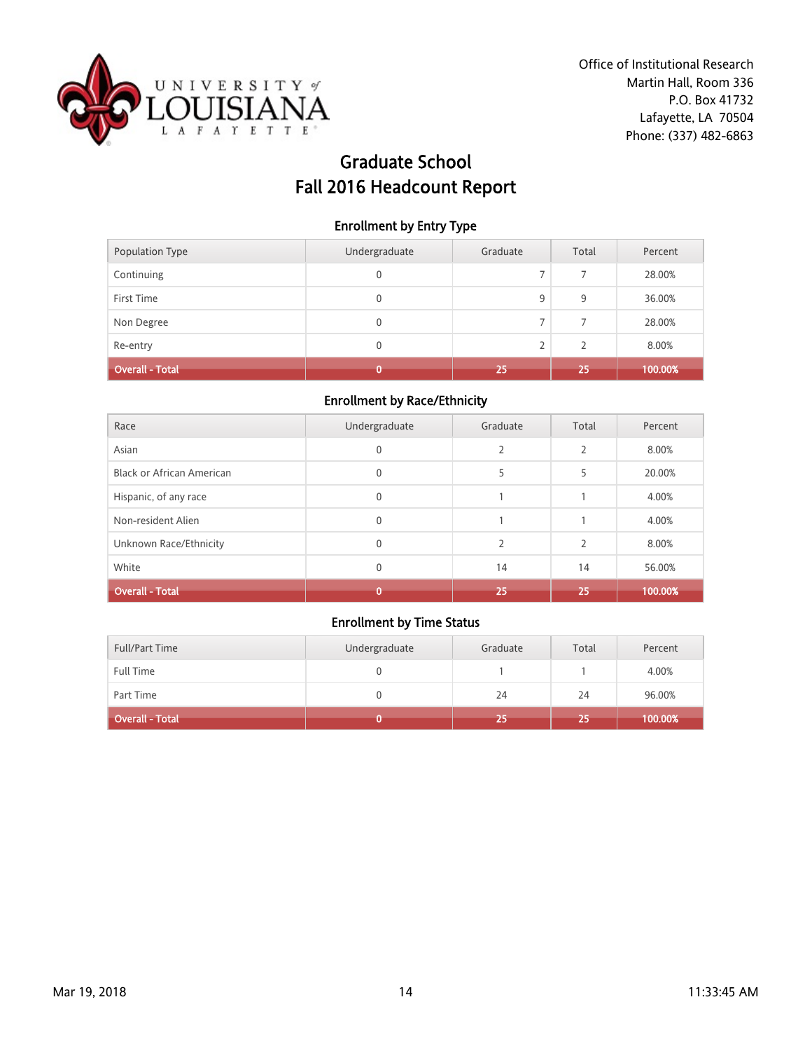Office of Institutional Research
Martin Hall, Room 336
P.O. Box 41732
Lafayette, LA 70504
Phone: (337) 482-6863

# Graduate School
# Fall 2016 Headcount Report

## Enrollment by Entry Type

| Population Type | Undergraduate | Graduate | Total | Percent |
|---|---|---|---|---|
| Continuing | 0 | 7 | 7 | 28.00% |
| First Time | 0 | 9 | 9 | 36.00% |
| Non Degree | 0 | 7 | 7 | 28.00% |
| Re-entry | 0 | 2 | 2 | 8.00% |
| **Overall - Total** | **0** | **25** | **25** | **100.00%** |

## Enrollment by Race/Ethnicity

| Race | Undergraduate | Graduate | Total | Percent |
|---|---|---|---|---|
| Asian | 0 | 2 | 2 | 8.00% |
| Black or African American | 0 | 5 | 5 | 20.00% |
| Hispanic, of any race | 0 | 1 | 1 | 4.00% |
| Non-resident Alien | 0 | 1 | 1 | 4.00% |
| Unknown Race/Ethnicity | 0 | 2 | 2 | 8.00% |
| White | 0 | 14 | 14 | 56.00% |
| **Overall - Total** | **0** | **25** | **25** | **100.00%** |

## Enrollment by Time Status

| Full/Part Time | Undergraduate | Graduate | Total | Percent |
|---|---|---|---|---|
| Full Time | 0 | 1 | 1 | 4.00% |
| Part Time | 0 | 24 | 24 | 96.00% |
| **Overall - Total** | **0** | **25** | **25** | **100.00%** |

Mar 19, 2018 11:33:45 AM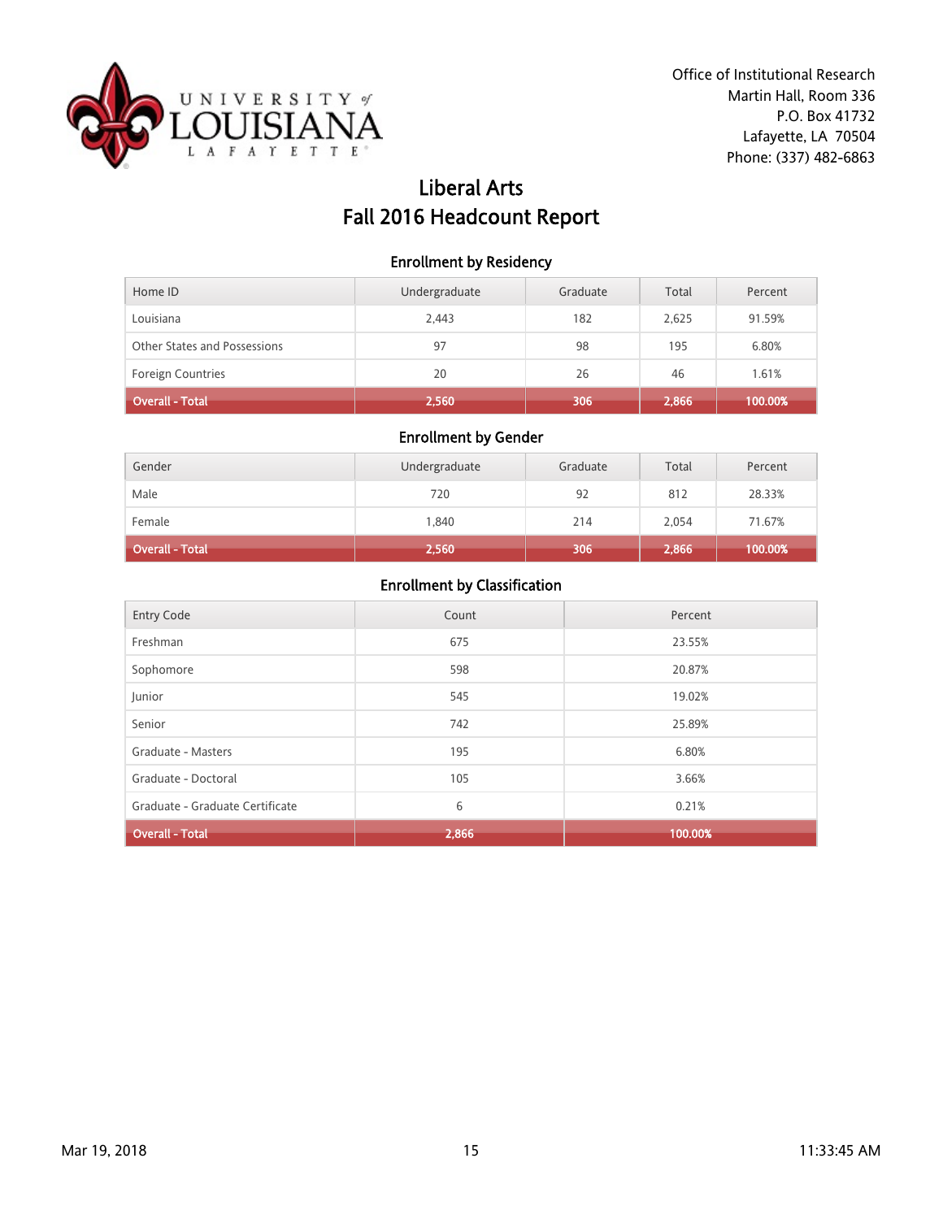Office of Institutional Research
Martin Hall, Room 336
P.O. Box 41732
Lafayette, LA 70504
Phone: (337) 482-6863

# Liberal Arts
# Fall 2016 Headcount Report

### Enrollment by Residency

| Home ID | Undergraduate | Graduate | Total | Percent |
|---|---|---|---|---|
| Louisiana | 2,443 | 182 | 2,625 | 91.59% |
| Other States and Possessions | 97 | 98 | 195 | 6.80% |
| Foreign Countries | 20 | 26 | 46 | 1.61% |
| **Overall - Total** | **2,560** | **306** | **2,866** | **100.00%** |

### Enrollment by Gender

| Gender | Undergraduate | Graduate | Total | Percent |
|---|---|---|---|---|
| Male | 720 | 92 | 812 | 28.33% |
| Female | 1,840 | 214 | 2,054 | 71.67% |
| **Overall - Total** | **2,560** | **306** | **2,866** | **100.00%** |

### Enrollment by Classification

| Entry Code | Count | Percent |
|---|---|---|
| Freshman | 675 | 23.55% |
| Sophomore | 598 | 20.87% |
| Junior | 545 | 19.02% |
| Senior | 742 | 25.89% |
| Graduate - Masters | 195 | 6.80% |
| Graduate - Doctoral | 105 | 3.66% |
| Graduate - Graduate Certificate | 6 | 0.21% |
| **Overall - Total** | **2,866** | **100.00%** |

Mar 19, 2018 11:33:45 AM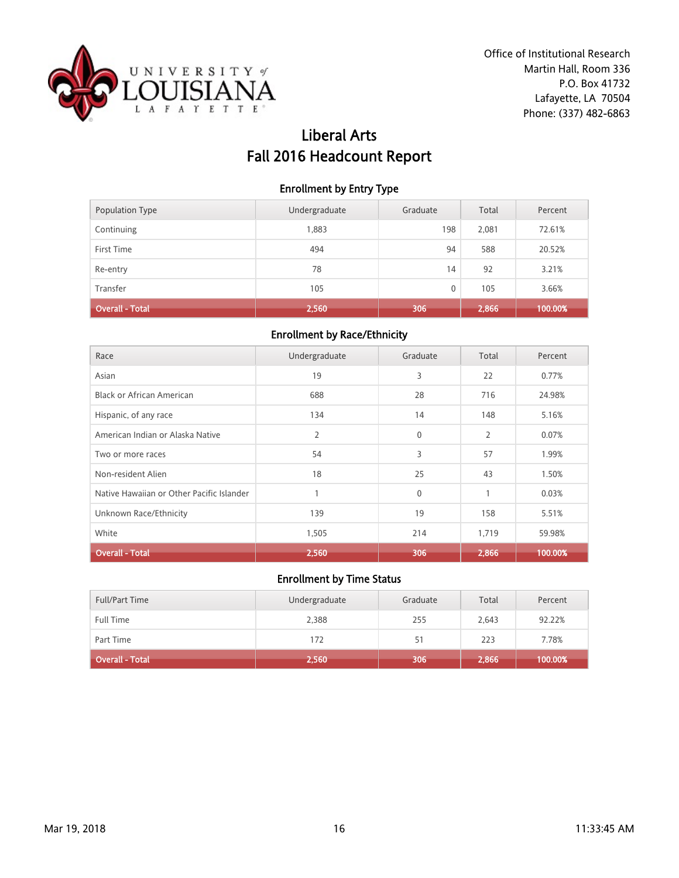Office of Institutional Research
Martin Hall, Room 336
P.O. Box 41732
Lafayette, LA 70504
Phone: (337) 482-6863

# Liberal Arts
# Fall 2016 Headcount Report

### Enrollment by Entry Type

| Population Type | Undergraduate | Graduate | Total | Percent |
|---|---|---|---|---|
| Continuing | 1,883 | 198 | 2,081 | 72.61% |
| First Time | 494 | 94 | 588 | 20.52% |
| Re-entry | 78 | 14 | 92 | 3.21% |
| Transfer | 105 | 0 | 105 | 3.66% |
| **Overall - Total** | **2,560** | **306** | **2,866** | **100.00%** |

### Enrollment by Race/Ethnicity

| Race | Undergraduate | Graduate | Total | Percent |
|---|---|---|---|---|
| Asian | 19 | 3 | 22 | 0.77% |
| Black or African American | 688 | 28 | 716 | 24.98% |
| Hispanic, of any race | 134 | 14 | 148 | 5.16% |
| American Indian or Alaska Native | 2 | 0 | 2 | 0.07% |
| Two or more races | 54 | 3 | 57 | 1.99% |
| Non-resident Alien | 18 | 25 | 43 | 1.50% |
| Native Hawaiian or Other Pacific Islander | 1 | 0 | 1 | 0.03% |
| Unknown Race/Ethnicity | 139 | 19 | 158 | 5.51% |
| White | 1,505 | 214 | 1,719 | 59.98% |
| **Overall - Total** | **2,560** | **306** | **2,866** | **100.00%** |

### Enrollment by Time Status

| Full/Part Time | Undergraduate | Graduate | Total | Percent |
|---|---|---|---|---|
| Full Time | 2,388 | 255 | 2,643 | 92.22% |
| Part Time | 172 | 51 | 223 | 7.78% |
| **Overall - Total** | **2,560** | **306** | **2,866** | **100.00%** |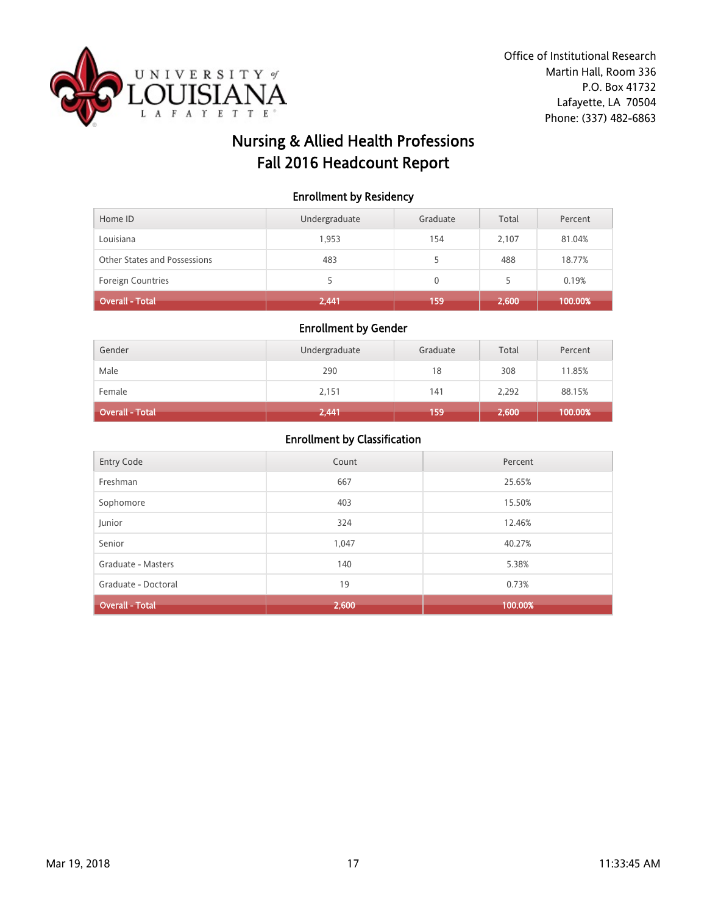Office of Institutional Research
Martin Hall, Room 336
P.O. Box 41732
Lafayette, LA 70504
Phone: (337) 482-6863

# Nursing & Allied Health Professions
# Fall 2016 Headcount Report

## Enrollment by Residency

| Home ID | Undergraduate | Graduate | Total | Percent |
|---|---|---|---|---|
| Louisiana | 1,953 | 154 | 2,107 | 81.04% |
| Other States and Possessions | 483 | 5 | 488 | 18.77% |
| Foreign Countries | 5 | 0 | 5 | 0.19% |
| **Overall - Total** | **2,441** | **159** | **2,600** | **100.00%** |

## Enrollment by Gender

| Gender | Undergraduate | Graduate | Total | Percent |
|---|---|---|---|---|
| Male | 290 | 18 | 308 | 11.85% |
| Female | 2,151 | 141 | 2,292 | 88.15% |
| **Overall - Total** | **2,441** | **159** | **2,600** | **100.00%** |

## Enrollment by Classification

| Entry Code | Count | Percent |
|---|---|---|
| Freshman | 667 | 25.65% |
| Sophomore | 403 | 15.50% |
| Junior | 324 | 12.46% |
| Senior | 1,047 | 40.27% |
| Graduate - Masters | 140 | 5.38% |
| Graduate - Doctoral | 19 | 0.73% |
| **Overall - Total** | **2,600** | **100.00%** |

Mar 19, 2018 11:33:45 AM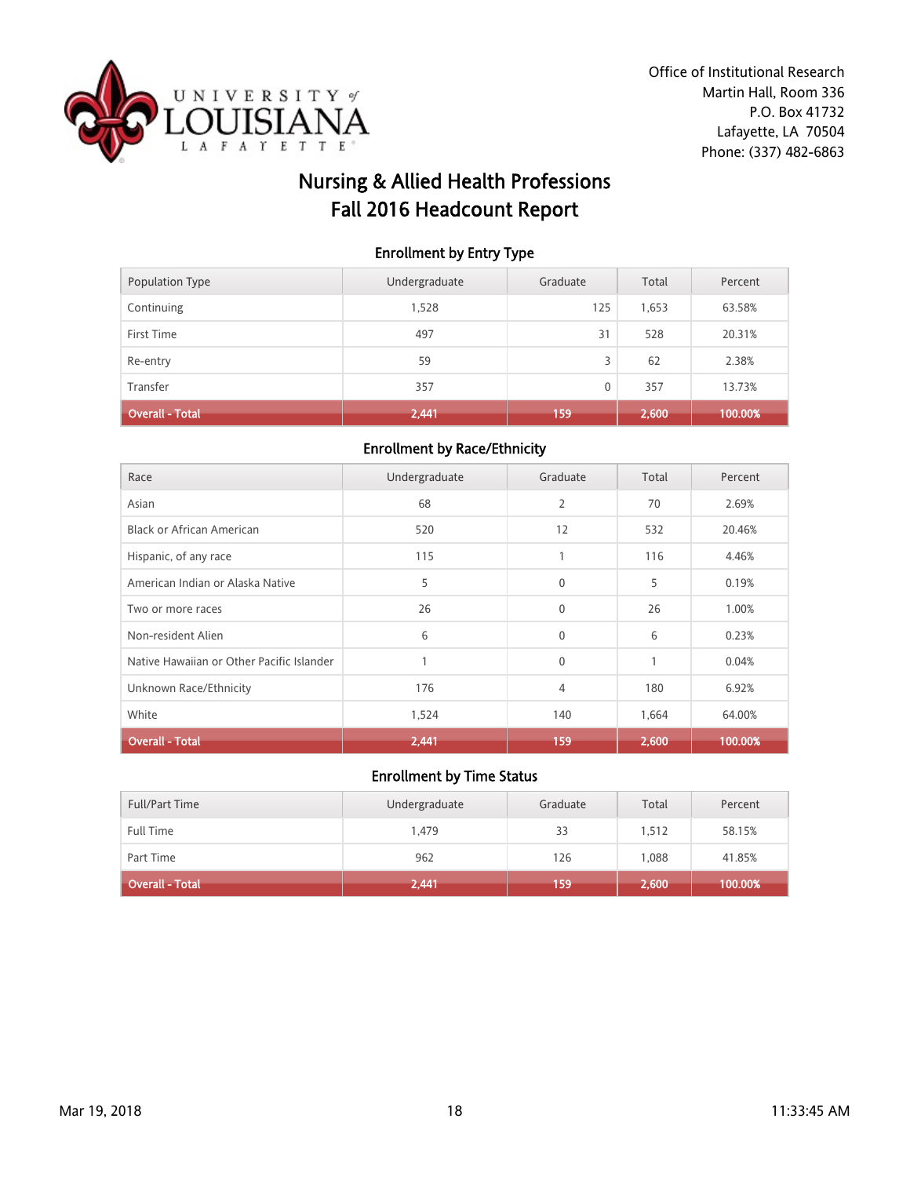Office of Institutional Research
Martin Hall, Room 336
P.O. Box 41732
Lafayette, LA 70504
Phone: (337) 482-6863

# Nursing & Allied Health Professions
# Fall 2016 Headcount Report

### Enrollment by Entry Type

| Population Type | Undergraduate | Graduate | Total | Percent |
|---|---|---|---|---|
| Continuing | 1,528 | 125 | 1,653 | 63.58% |
| First Time | 497 | 31 | 528 | 20.31% |
| Re-entry | 59 | 3 | 62 | 2.38% |
| Transfer | 357 | 0 | 357 | 13.73% |
| **Overall - Total** | **2,441** | **159** | **2,600** | **100.00%** |

### Enrollment by Race/Ethnicity

| Race | Undergraduate | Graduate | Total | Percent |
|---|---|---|---|---|
| Asian | 68 | 2 | 70 | 2.69% |
| Black or African American | 520 | 12 | 532 | 20.46% |
| Hispanic, of any race | 115 | 1 | 116 | 4.46% |
| American Indian or Alaska Native | 5 | 0 | 5 | 0.19% |
| Two or more races | 26 | 0 | 26 | 1.00% |
| Non-resident Alien | 6 | 0 | 6 | 0.23% |
| Native Hawaiian or Other Pacific Islander | 1 | 0 | 1 | 0.04% |
| Unknown Race/Ethnicity | 176 | 4 | 180 | 6.92% |
| White | 1,524 | 140 | 1,664 | 64.00% |
| **Overall - Total** | **2,441** | **159** | **2,600** | **100.00%** |

### Enrollment by Time Status

| Full/Part Time | Undergraduate | Graduate | Total | Percent |
|---|---|---|---|---|
| Full Time | 1,479 | 33 | 1,512 | 58.15% |
| Part Time | 962 | 126 | 1,088 | 41.85% |
| **Overall - Total** | **2,441** | **159** | **2,600** | **100.00%** |

Mar 19, 2018 11:33:45 AM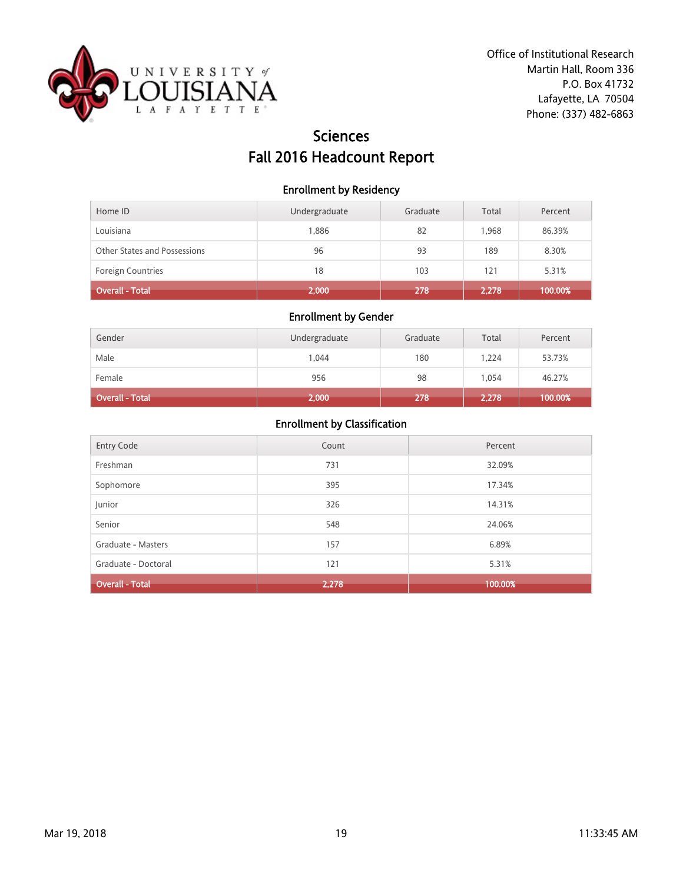Office of Institutional Research
Martin Hall, Room 336
P.O. Box 41732
Lafayette, LA 70504
Phone: (337) 482-6863

# Sciences
# Fall 2016 Headcount Report

## Enrollment by Residency

| Home ID | Undergraduate | Graduate | Total | Percent |
|---|---|---|---|---|
| Louisiana | 1,886 | 82 | 1,968 | 86.39% |
| Other States and Possessions | 96 | 93 | 189 | 8.30% |
| Foreign Countries | 18 | 103 | 121 | 5.31% |
| **Overall - Total** | **2,000** | **278** | **2,278** | **100.00%** |

## Enrollment by Gender

| Gender | Undergraduate | Graduate | Total | Percent |
|---|---|---|---|---|
| Male | 1,044 | 180 | 1,224 | 53.73% |
| Female | 956 | 98 | 1,054 | 46.27% |
| **Overall - Total** | **2,000** | **278** | **2,278** | **100.00%** |

## Enrollment by Classification

| Entry Code | Count | Percent |
|---|---|---|
| Freshman | 731 | 32.09% |
| Sophomore | 395 | 17.34% |
| Junior | 326 | 14.31% |
| Senior | 548 | 24.06% |
| Graduate - Masters | 157 | 6.89% |
| Graduate - Doctoral | 121 | 5.31% |
| **Overall - Total** | **2,278** | **100.00%** |

Mar 19, 2018 11:33:45 AM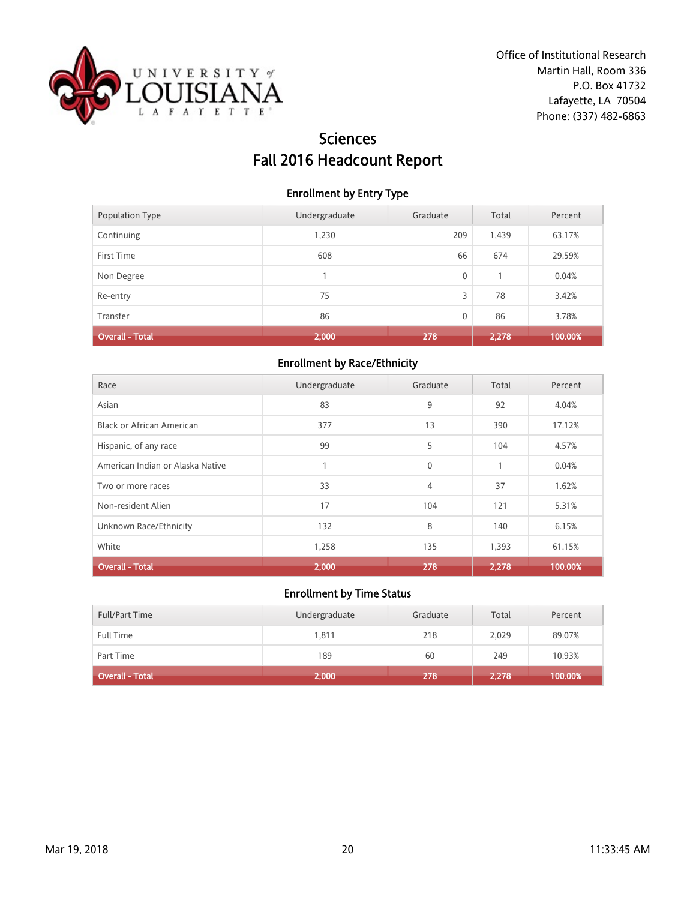Office of Institutional Research
Martin Hall, Room 336
P.O. Box 41732
Lafayette, LA 70504
Phone: (337) 482-6863

# Sciences
# Fall 2016 Headcount Report

### Enrollment by Entry Type

| Population Type | Undergraduate | Graduate | Total | Percent |
|---|---|---|---|---|
| Continuing | 1,230 | 209 | 1,439 | 63.17% |
| First Time | 608 | 66 | 674 | 29.59% |
| Non Degree | 1 | 0 | 1 | 0.04% |
| Re-entry | 75 | 3 | 78 | 3.42% |
| Transfer | 86 | 0 | 86 | 3.78% |
| **Overall - Total** | **2,000** | **278** | **2,278** | **100.00%** |

### Enrollment by Race/Ethnicity

| Race | Undergraduate | Graduate | Total | Percent |
|---|---|---|---|---|
| Asian | 83 | 9 | 92 | 4.04% |
| Black or African American | 377 | 13 | 390 | 17.12% |
| Hispanic, of any race | 99 | 5 | 104 | 4.57% |
| American Indian or Alaska Native | 1 | 0 | 1 | 0.04% |
| Two or more races | 33 | 4 | 37 | 1.62% |
| Non-resident Alien | 17 | 104 | 121 | 5.31% |
| Unknown Race/Ethnicity | 132 | 8 | 140 | 6.15% |
| White | 1,258 | 135 | 1,393 | 61.15% |
| **Overall - Total** | **2,000** | **278** | **2,278** | **100.00%** |

### Enrollment by Time Status

| Full/Part Time | Undergraduate | Graduate | Total | Percent |
|---|---|---|---|---|
| Full Time | 1,811 | 218 | 2,029 | 89.07% |
| Part Time | 189 | 60 | 249 | 10.93% |
| **Overall - Total** | **2,000** | **278** | **2,278** | **100.00%** |

Mar 19, 2018 11:33:45 AM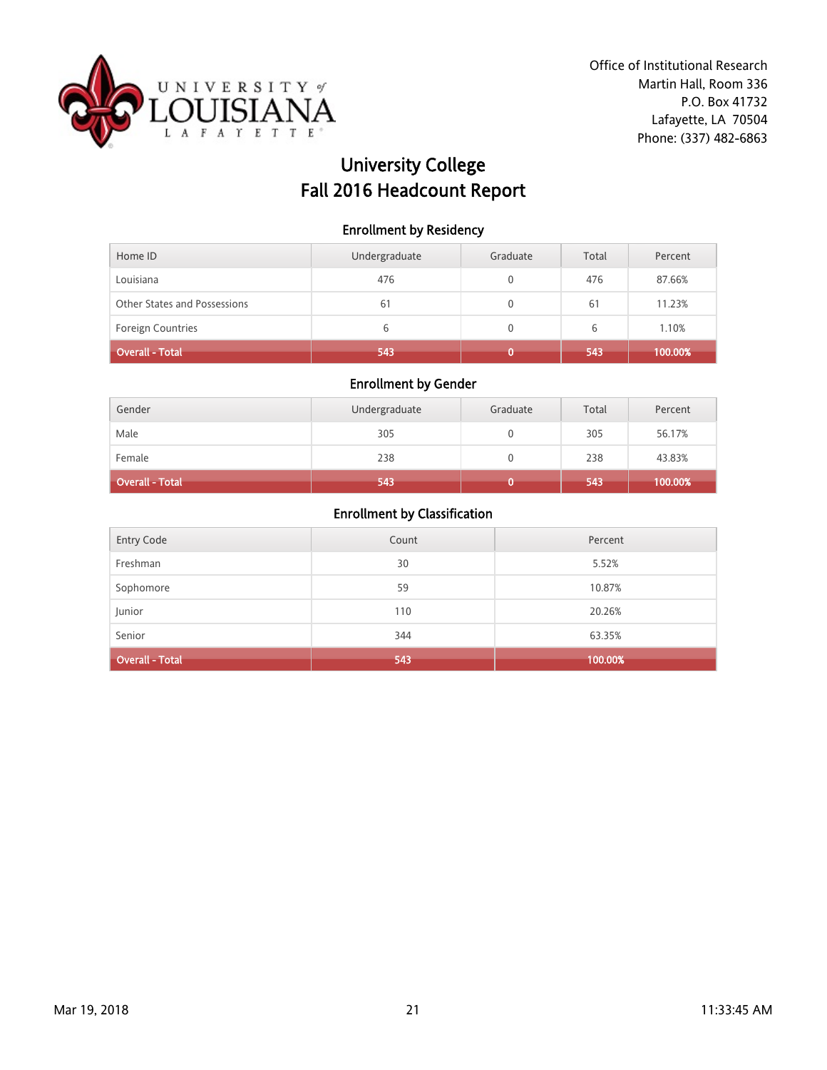Office of Institutional Research
Martin Hall, Room 336
P.O. Box 41732
Lafayette, LA 70504
Phone: (337) 482-6863

# University College
# Fall 2016 Headcount Report

### Enrollment by Residency

| Home ID | Undergraduate | Graduate | Total | Percent |
|---|---|---|---|---|
| Louisiana | 476 | 0 | 476 | 87.66% |
| Other States and Possessions | 61 | 0 | 61 | 11.23% |
| Foreign Countries | 6 | 0 | 6 | 1.10% |
| **Overall - Total** | **543** | **0** | **543** | **100.00%** |

### Enrollment by Gender

| Gender | Undergraduate | Graduate | Total | Percent |
|---|---|---|---|---|
| Male | 305 | 0 | 305 | 56.17% |
| Female | 238 | 0 | 238 | 43.83% |
| **Overall - Total** | **543** | **0** | **543** | **100.00%** |

### Enrollment by Classification

| Entry Code | Count | Percent |
|---|---|---|
| Freshman | 30 | 5.52% |
| Sophomore | 59 | 10.87% |
| Junior | 110 | 20.26% |
| Senior | 344 | 63.35% |
| **Overall - Total** | **543** | **100.00%** |

Mar 19, 2018 11:33:45 AM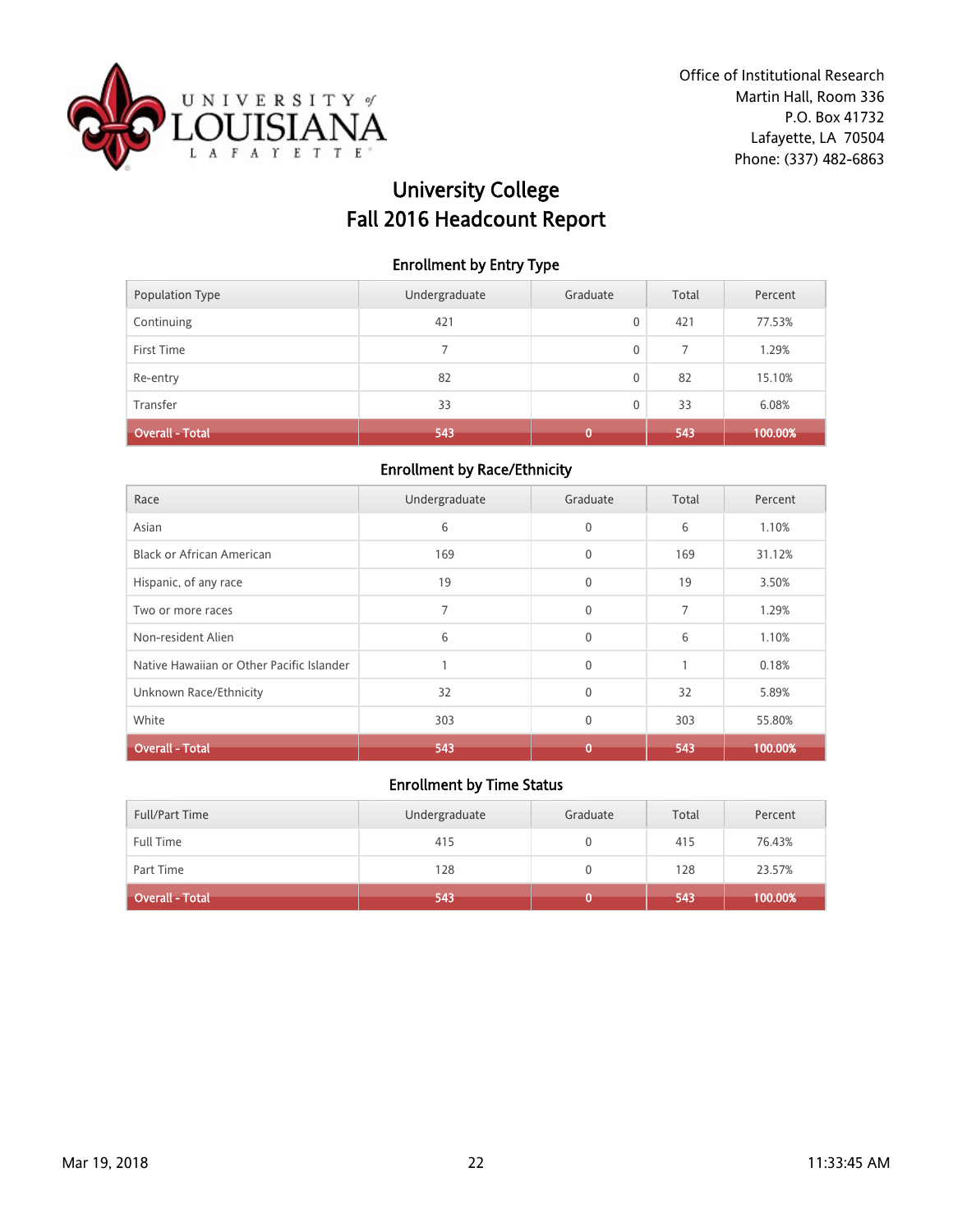Office of Institutional Research
Martin Hall, Room 336
P.O. Box 41732
Lafayette, LA 70504
Phone: (337) 482-6863

# University College
# Fall 2016 Headcount Report

## Enrollment by Entry Type

| Population Type | Undergraduate | Graduate | Total | Percent |
|---|---|---|---|---|
| Continuing | 421 | 0 | 421 | 77.53% |
| First Time | 7 | 0 | 7 | 1.29% |
| Re-entry | 82 | 0 | 82 | 15.10% |
| Transfer | 33 | 0 | 33 | 6.08% |
| **Overall - Total** | **543** | **0** | **543** | **100.00%** |

## Enrollment by Race/Ethnicity

| Race | Undergraduate | Graduate | Total | Percent |
|---|---|---|---|---|
| Asian | 6 | 0 | 6 | 1.10% |
| Black or African American | 169 | 0 | 169 | 31.12% |
| Hispanic, of any race | 19 | 0 | 19 | 3.50% |
| Two or more races | 7 | 0 | 7 | 1.29% |
| Non-resident Alien | 6 | 0 | 6 | 1.10% |
| Native Hawaiian or Other Pacific Islander | 1 | 0 | 1 | 0.18% |
| Unknown Race/Ethnicity | 32 | 0 | 32 | 5.89% |
| White | 303 | 0 | 303 | 55.80% |
| **Overall - Total** | **543** | **0** | **543** | **100.00%** |

## Enrollment by Time Status

| Full/Part Time | Undergraduate | Graduate | Total | Percent |
|---|---|---|---|---|
| Full Time | 415 | 0 | 415 | 76.43% |
| Part Time | 128 | 0 | 128 | 23.57% |
| **Overall - Total** | **543** | **0** | **543** | **100.00%** |

Mar 19, 2018 11:33:45 AM